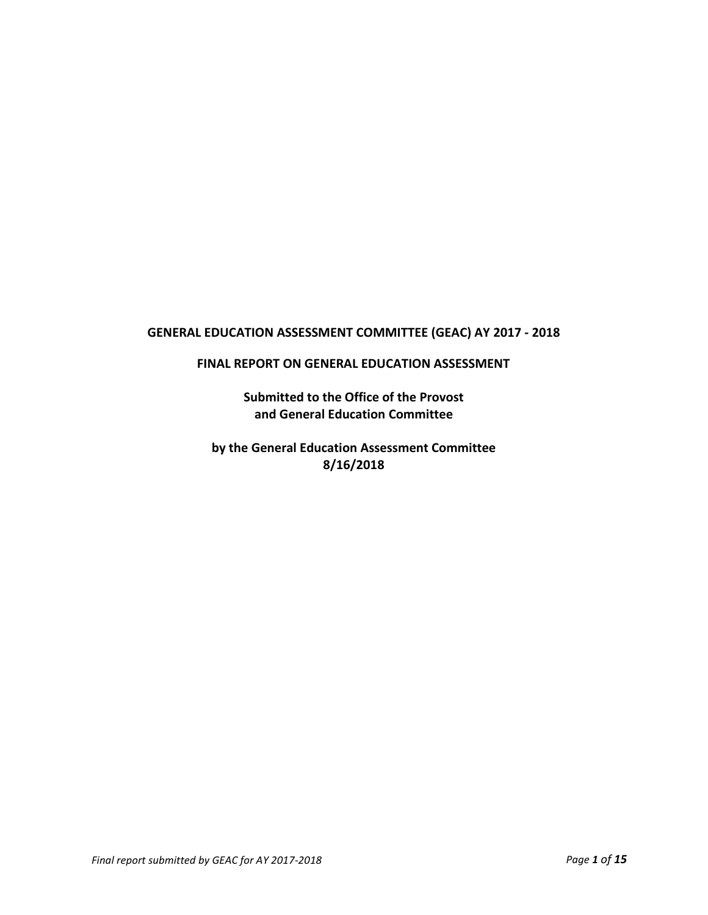**GENERAL EDUCATION ASSESSMENT COMMITTEE (GEAC) AY 2017 - 2018**

**FINAL REPORT ON GENERAL EDUCATION ASSESSMENT**

**Submitted to the Office of the Provost and General Education Committee**

**by the General Education Assessment Committee 8/16/2018**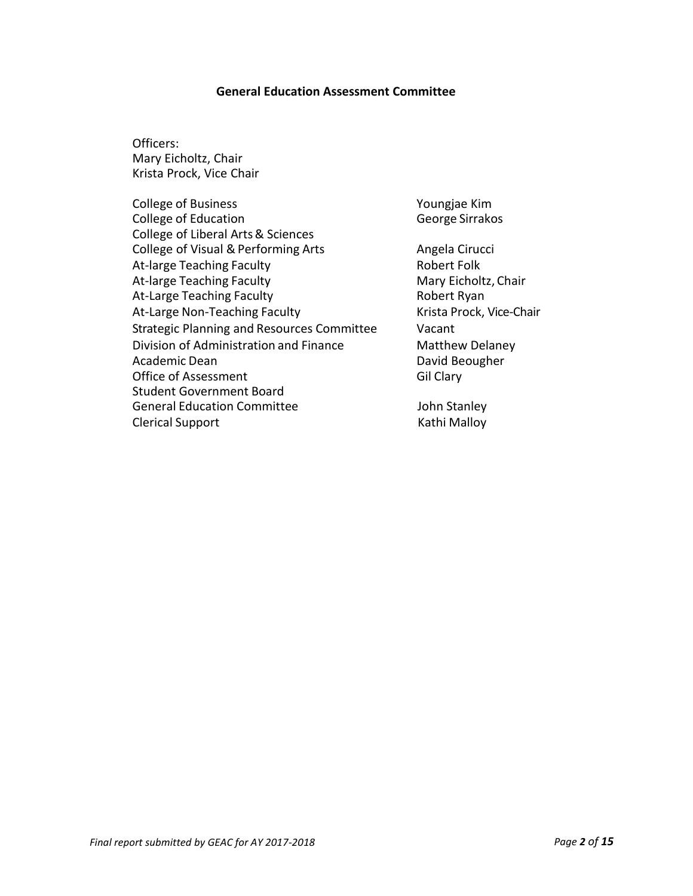**General Education Assessment Committee**

Officers:
Mary Eicholtz, Chair
Krista Prock, Vice Chair

| | |
|---|---|
| College of Business | Youngjae Kim |
| College of Education | George Sirrakos |
| College of Liberal Arts & Sciences | |
| College of Visual & Performing Arts | Angela Cirucci |
| At-large Teaching Faculty | Robert Folk |
| At-large Teaching Faculty | Mary Eicholtz, Chair |
| At-Large Teaching Faculty | Robert Ryan |
| At-Large Non-Teaching Faculty | Krista Prock, Vice-Chair |
| Strategic Planning and Resources Committee | Vacant |
| Division of Administration and Finance | Matthew Delaney |
| Academic Dean | David Beougher |
| Office of Assessment | Gil Clary |
| Student Government Board | |
| General Education Committee | John Stanley |
| Clerical Support | Kathi Malloy |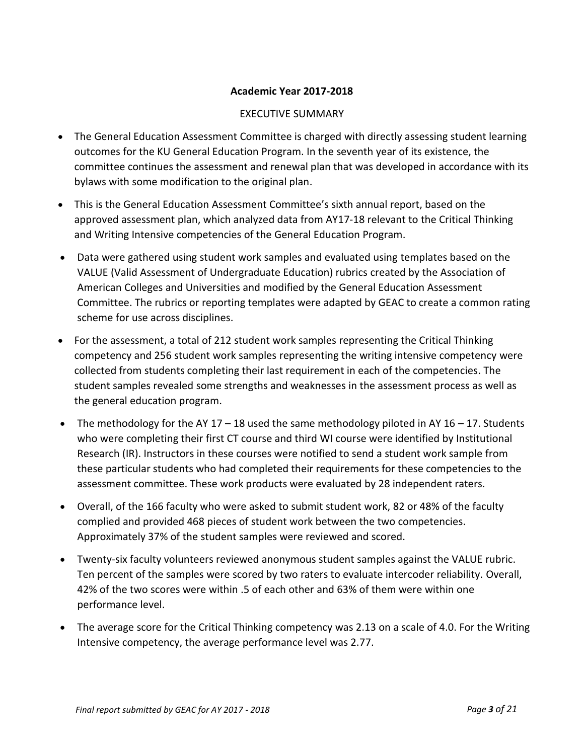**Academic Year 2017-2018**

EXECUTIVE SUMMARY

- The General Education Assessment Committee is charged with directly assessing student learning outcomes for the KU General Education Program. In the seventh year of its existence, the committee continues the assessment and renewal plan that was developed in accordance with its bylaws with some modification to the original plan.
- This is the General Education Assessment Committee's sixth annual report, based on the approved assessment plan, which analyzed data from AY17-18 relevant to the Critical Thinking and Writing Intensive competencies of the General Education Program.
- Data were gathered using student work samples and evaluated using templates based on the VALUE (Valid Assessment of Undergraduate Education) rubrics created by the Association of American Colleges and Universities and modified by the General Education Assessment Committee. The rubrics or reporting templates were adapted by GEAC to create a common rating scheme for use across disciplines.
- For the assessment, a total of 212 student work samples representing the Critical Thinking competency and 256 student work samples representing the writing intensive competency were collected from students completing their last requirement in each of the competencies. The student samples revealed some strengths and weaknesses in the assessment process as well as the general education program.
- The methodology for the AY 17 – 18 used the same methodology piloted in AY 16 – 17. Students who were completing their first CT course and third WI course were identified by Institutional Research (IR). Instructors in these courses were notified to send a student work sample from these particular students who had completed their requirements for these competencies to the assessment committee. These work products were evaluated by 28 independent raters.
- Overall, of the 166 faculty who were asked to submit student work, 82 or 48% of the faculty complied and provided 468 pieces of student work between the two competencies. Approximately 37% of the student samples were reviewed and scored.
- Twenty-six faculty volunteers reviewed anonymous student samples against the VALUE rubric. Ten percent of the samples were scored by two raters to evaluate intercoder reliability. Overall, 42% of the two scores were within .5 of each other and 63% of them were within one performance level.
- The average score for the Critical Thinking competency was 2.13 on a scale of 4.0. For the Writing Intensive competency, the average performance level was 2.77.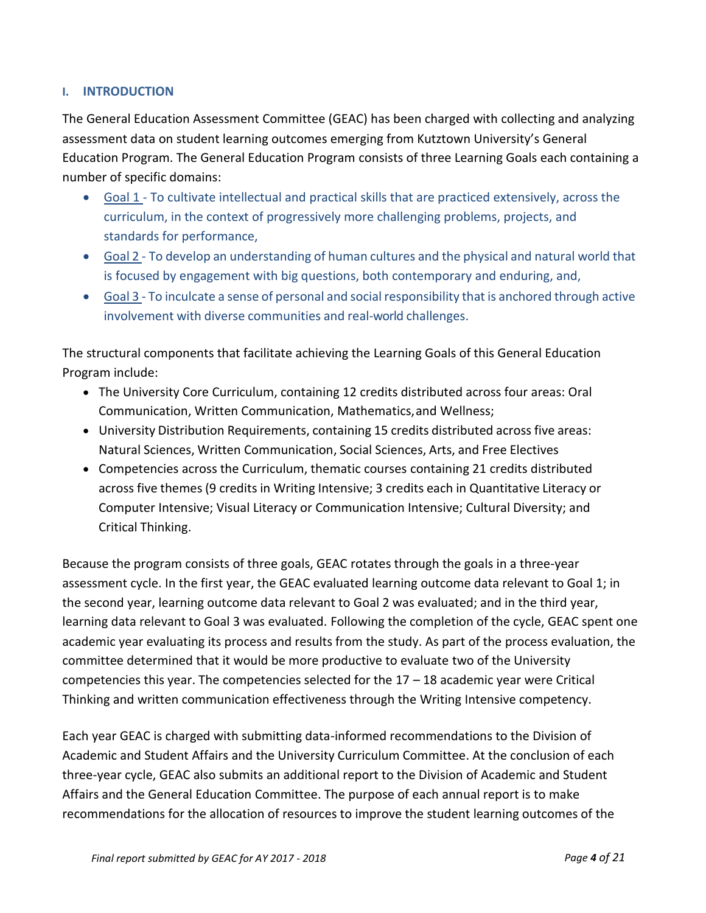## I. INTRODUCTION

The General Education Assessment Committee (GEAC) has been charged with collecting and analyzing assessment data on student learning outcomes emerging from Kutztown University's General Education Program. The General Education Program consists of three Learning Goals each containing a number of specific domains:

- Goal 1 - To cultivate intellectual and practical skills that are practiced extensively, across the curriculum, in the context of progressively more challenging problems, projects, and standards for performance,
- Goal 2 - To develop an understanding of human cultures and the physical and natural world that is focused by engagement with big questions, both contemporary and enduring, and,
- Goal 3 - To inculcate a sense of personal and social responsibility that is anchored through active involvement with diverse communities and real-world challenges.

The structural components that facilitate achieving the Learning Goals of this General Education Program include:

- The University Core Curriculum, containing 12 credits distributed across four areas: Oral Communication, Written Communication, Mathematics, and Wellness;
- University Distribution Requirements, containing 15 credits distributed across five areas: Natural Sciences, Written Communication, Social Sciences, Arts, and Free Electives
- Competencies across the Curriculum, thematic courses containing 21 credits distributed across five themes (9 credits in Writing Intensive; 3 credits each in Quantitative Literacy or Computer Intensive; Visual Literacy or Communication Intensive; Cultural Diversity; and Critical Thinking.

Because the program consists of three goals, GEAC rotates through the goals in a three-year assessment cycle. In the first year, the GEAC evaluated learning outcome data relevant to Goal 1; in the second year, learning outcome data relevant to Goal 2 was evaluated; and in the third year, learning data relevant to Goal 3 was evaluated. Following the completion of the cycle, GEAC spent one academic year evaluating its process and results from the study. As part of the process evaluation, the committee determined that it would be more productive to evaluate two of the University competencies this year. The competencies selected for the 17 – 18 academic year were Critical Thinking and written communication effectiveness through the Writing Intensive competency.

Each year GEAC is charged with submitting data-informed recommendations to the Division of Academic and Student Affairs and the University Curriculum Committee. At the conclusion of each three-year cycle, GEAC also submits an additional report to the Division of Academic and Student Affairs and the General Education Committee. The purpose of each annual report is to make recommendations for the allocation of resources to improve the student learning outcomes of the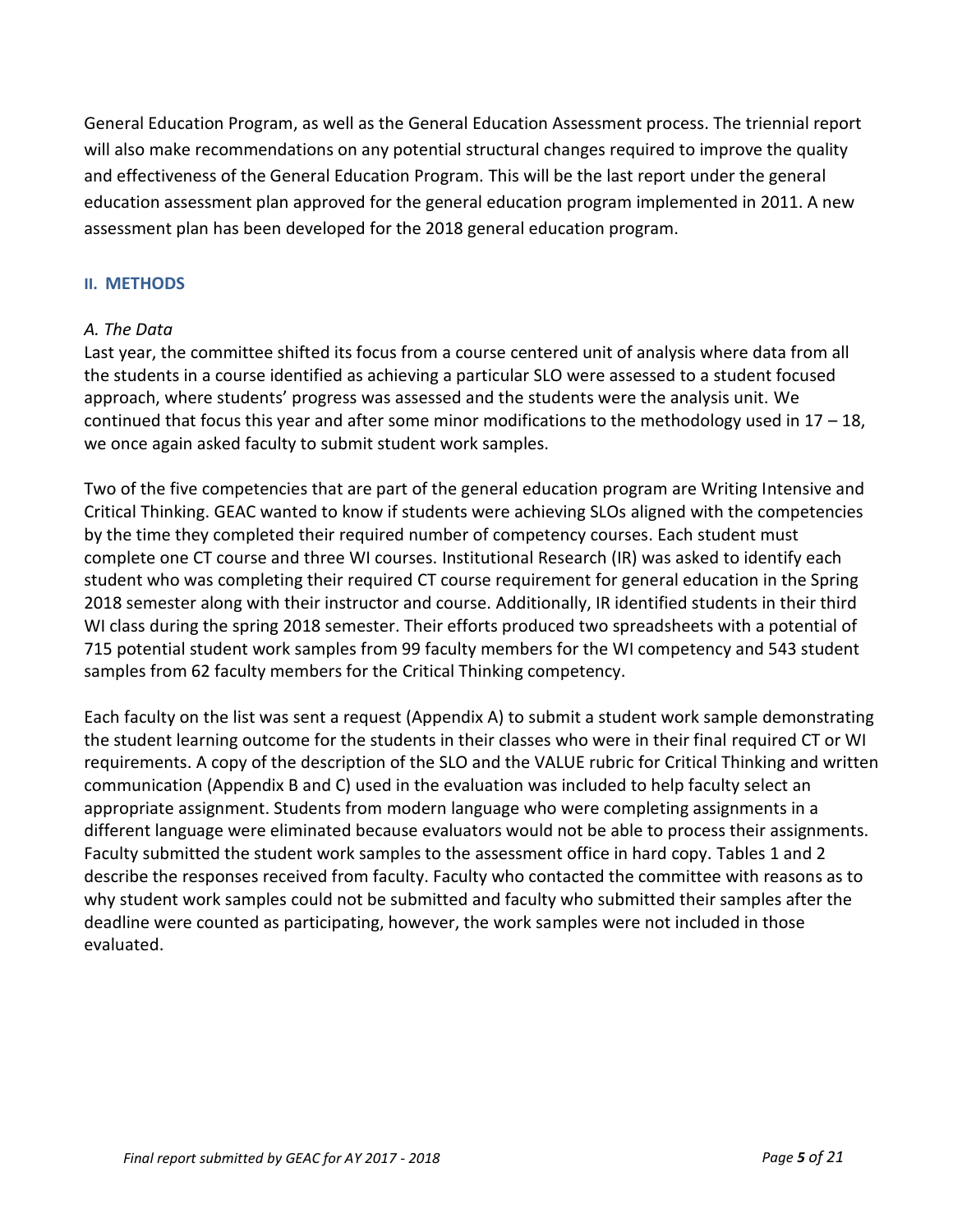General Education Program, as well as the General Education Assessment process. The triennial report will also make recommendations on any potential structural changes required to improve the quality and effectiveness of the General Education Program. This will be the last report under the general education assessment plan approved for the general education program implemented in 2011. A new assessment plan has been developed for the 2018 general education program.

## II. METHODS

### *A. The Data*

Last year, the committee shifted its focus from a course centered unit of analysis where data from all the students in a course identified as achieving a particular SLO were assessed to a student focused approach, where students' progress was assessed and the students were the analysis unit. We continued that focus this year and after some minor modifications to the methodology used in 17 – 18, we once again asked faculty to submit student work samples.

Two of the five competencies that are part of the general education program are Writing Intensive and Critical Thinking. GEAC wanted to know if students were achieving SLOs aligned with the competencies by the time they completed their required number of competency courses. Each student must complete one CT course and three WI courses. Institutional Research (IR) was asked to identify each student who was completing their required CT course requirement for general education in the Spring 2018 semester along with their instructor and course. Additionally, IR identified students in their third WI class during the spring 2018 semester. Their efforts produced two spreadsheets with a potential of 715 potential student work samples from 99 faculty members for the WI competency and 543 student samples from 62 faculty members for the Critical Thinking competency.

Each faculty on the list was sent a request (Appendix A) to submit a student work sample demonstrating the student learning outcome for the students in their classes who were in their final required CT or WI requirements. A copy of the description of the SLO and the VALUE rubric for Critical Thinking and written communication (Appendix B and C) used in the evaluation was included to help faculty select an appropriate assignment. Students from modern language who were completing assignments in a different language were eliminated because evaluators would not be able to process their assignments. Faculty submitted the student work samples to the assessment office in hard copy. Tables 1 and 2 describe the responses received from faculty. Faculty who contacted the committee with reasons as to why student work samples could not be submitted and faculty who submitted their samples after the deadline were counted as participating, however, the work samples were not included in those evaluated.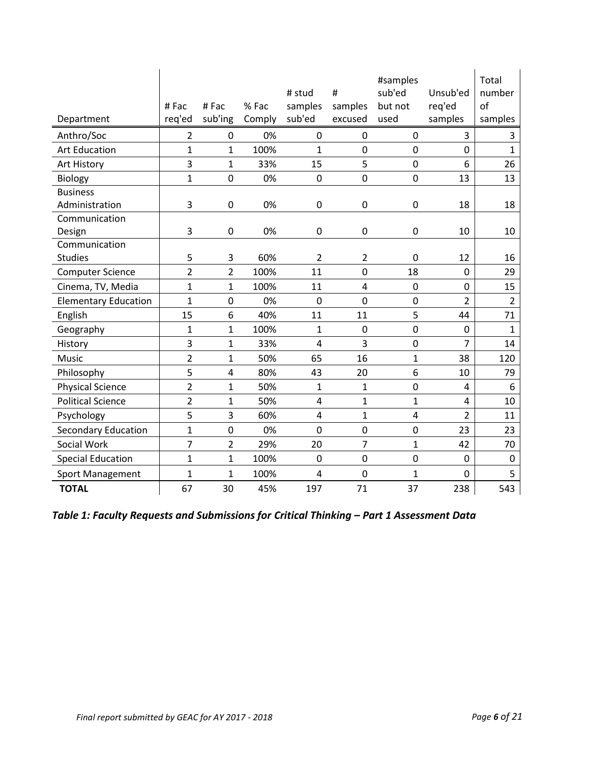| Department | # Fac req'ed | # Fac sub'ing | % Fac Comply | # stud samples sub'ed | # samples excused | #samples sub'ed but not used | Unsub'ed req'ed samples | Total number of samples |
|---|---|---|---|---|---|---|---|---|
| Anthro/Soc | 2 | 0 | 0% | 0 | 0 | 0 | 3 | 3 |
| Art Education | 1 | 1 | 100% | 1 | 0 | 0 | 0 | 1 |
| Art History | 3 | 1 | 33% | 15 | 5 | 0 | 6 | 26 |
| Biology | 1 | 0 | 0% | 0 | 0 | 0 | 13 | 13 |
| Business Administration | 3 | 0 | 0% | 0 | 0 | 0 | 18 | 18 |
| Communication Design | 3 | 0 | 0% | 0 | 0 | 0 | 10 | 10 |
| Communication Studies | 5 | 3 | 60% | 2 | 2 | 0 | 12 | 16 |
| Computer Science | 2 | 2 | 100% | 11 | 0 | 18 | 0 | 29 |
| Cinema, TV, Media | 1 | 1 | 100% | 11 | 4 | 0 | 0 | 15 |
| Elementary Education | 1 | 0 | 0% | 0 | 0 | 0 | 2 | 2 |
| English | 15 | 6 | 40% | 11 | 11 | 5 | 44 | 71 |
| Geography | 1 | 1 | 100% | 1 | 0 | 0 | 0 | 1 |
| History | 3 | 1 | 33% | 4 | 3 | 0 | 7 | 14 |
| Music | 2 | 1 | 50% | 65 | 16 | 1 | 38 | 120 |
| Philosophy | 5 | 4 | 80% | 43 | 20 | 6 | 10 | 79 |
| Physical Science | 2 | 1 | 50% | 1 | 1 | 0 | 4 | 6 |
| Political Science | 2 | 1 | 50% | 4 | 1 | 1 | 4 | 10 |
| Psychology | 5 | 3 | 60% | 4 | 1 | 4 | 2 | 11 |
| Secondary Education | 1 | 0 | 0% | 0 | 0 | 0 | 23 | 23 |
| Social Work | 7 | 2 | 29% | 20 | 7 | 1 | 42 | 70 |
| Special Education | 1 | 1 | 100% | 0 | 0 | 0 | 0 | 0 |
| Sport Management | 1 | 1 | 100% | 4 | 0 | 1 | 0 | 5 |
| **TOTAL** | 67 | 30 | 45% | 197 | 71 | 37 | 238 | 543 |

***Table 1: Faculty Requests and Submissions for Critical Thinking – Part 1 Assessment Data***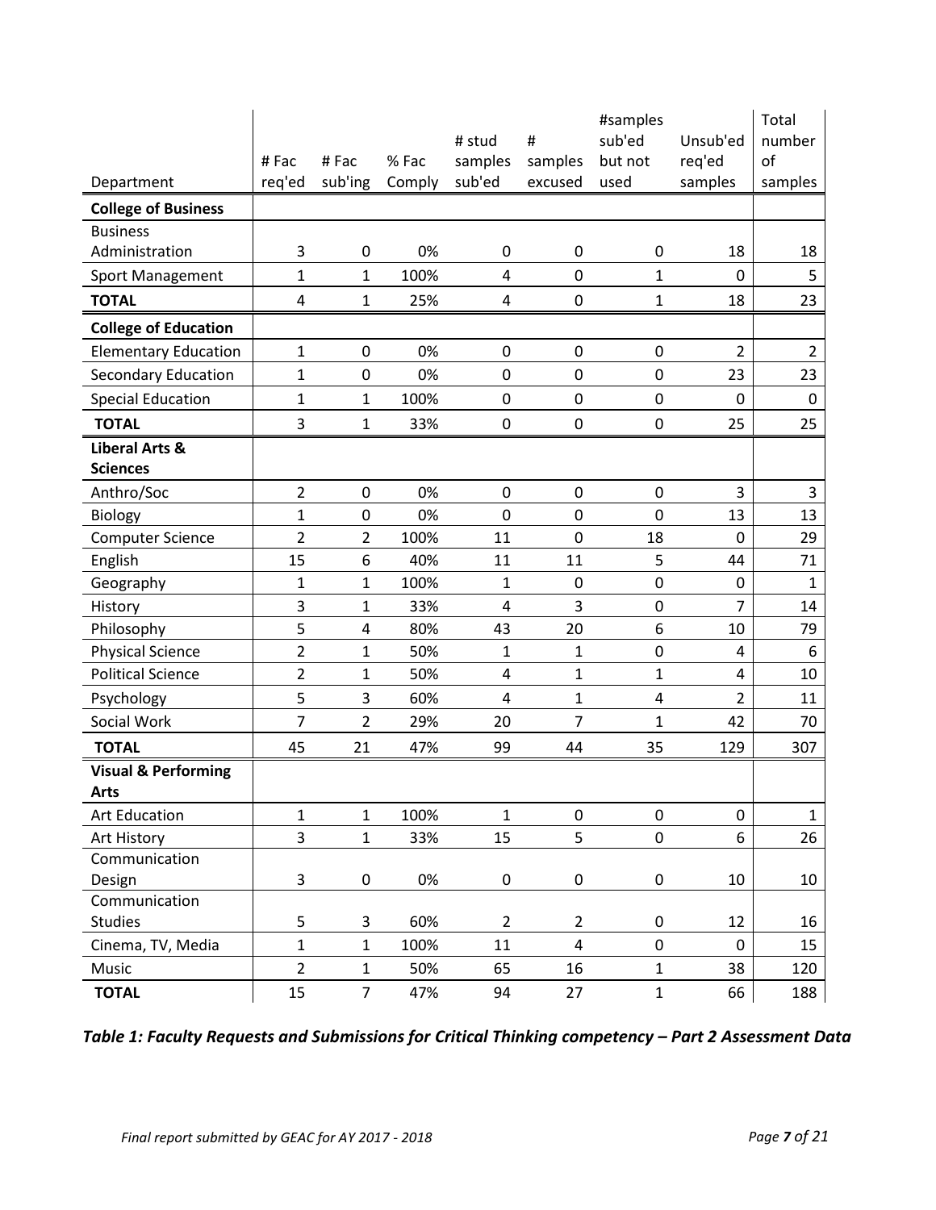| Department | # Fac req'ed | # Fac sub'ing | % Fac Comply | # stud samples sub'ed | # samples excused | #samples sub'ed but not used | Unsub'ed req'ed samples | Total number of samples |
|---|---|---|---|---|---|---|---|---|
| **College of Business** | | | | | | | | |
| Business Administration | 3 | 0 | 0% | 0 | 0 | 0 | 18 | 18 |
| Sport Management | 1 | 1 | 100% | 4 | 0 | 1 | 0 | 5 |
| **TOTAL** | 4 | 1 | 25% | 4 | 0 | 1 | 18 | 23 |
| **College of Education** | | | | | | | | |
| Elementary Education | 1 | 0 | 0% | 0 | 0 | 0 | 2 | 2 |
| Secondary Education | 1 | 0 | 0% | 0 | 0 | 0 | 23 | 23 |
| Special Education | 1 | 1 | 100% | 0 | 0 | 0 | 0 | 0 |
| **TOTAL** | 3 | 1 | 33% | 0 | 0 | 0 | 25 | 25 |
| **Liberal Arts & Sciences** | | | | | | | | |
| Anthro/Soc | 2 | 0 | 0% | 0 | 0 | 0 | 3 | 3 |
| Biology | 1 | 0 | 0% | 0 | 0 | 0 | 13 | 13 |
| Computer Science | 2 | 2 | 100% | 11 | 0 | 18 | 0 | 29 |
| English | 15 | 6 | 40% | 11 | 11 | 5 | 44 | 71 |
| Geography | 1 | 1 | 100% | 1 | 0 | 0 | 0 | 1 |
| History | 3 | 1 | 33% | 4 | 3 | 0 | 7 | 14 |
| Philosophy | 5 | 4 | 80% | 43 | 20 | 6 | 10 | 79 |
| Physical Science | 2 | 1 | 50% | 1 | 1 | 0 | 4 | 6 |
| Political Science | 2 | 1 | 50% | 4 | 1 | 1 | 4 | 10 |
| Psychology | 5 | 3 | 60% | 4 | 1 | 4 | 2 | 11 |
| Social Work | 7 | 2 | 29% | 20 | 7 | 1 | 42 | 70 |
| **TOTAL** | 45 | 21 | 47% | 99 | 44 | 35 | 129 | 307 |
| **Visual & Performing Arts** | | | | | | | | |
| Art Education | 1 | 1 | 100% | 1 | 0 | 0 | 0 | 1 |
| Art History | 3 | 1 | 33% | 15 | 5 | 0 | 6 | 26 |
| Communication Design | 3 | 0 | 0% | 0 | 0 | 0 | 10 | 10 |
| Communication Studies | 5 | 3 | 60% | 2 | 2 | 0 | 12 | 16 |
| Cinema, TV, Media | 1 | 1 | 100% | 11 | 4 | 0 | 0 | 15 |
| Music | 2 | 1 | 50% | 65 | 16 | 1 | 38 | 120 |
| **TOTAL** | 15 | 7 | 47% | 94 | 27 | 1 | 66 | 188 |

***Table 1: Faculty Requests and Submissions for Critical Thinking competency – Part 2 Assessment Data***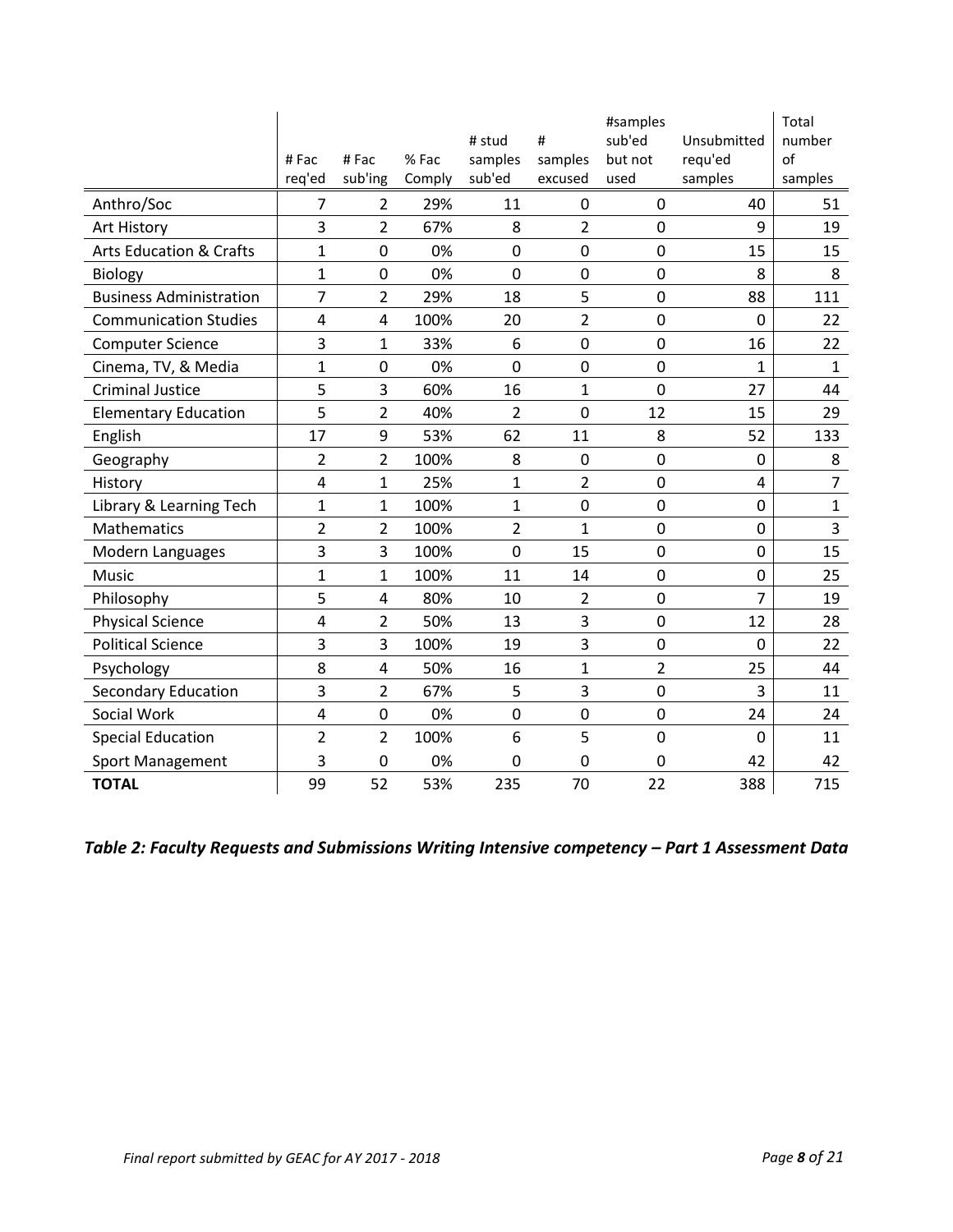| | # Fac req'ed | # Fac sub'ing | % Fac Comply | # stud samples sub'ed | # samples excused | #samples sub'ed but not used | Unsubmitted requ'ed samples | Total number of samples |
|---|---|---|---|---|---|---|---|---|
| Anthro/Soc | 7 | 2 | 29% | 11 | 0 | 0 | 40 | 51 |
| Art History | 3 | 2 | 67% | 8 | 2 | 0 | 9 | 19 |
| Arts Education & Crafts | 1 | 0 | 0% | 0 | 0 | 0 | 15 | 15 |
| Biology | 1 | 0 | 0% | 0 | 0 | 0 | 8 | 8 |
| Business Administration | 7 | 2 | 29% | 18 | 5 | 0 | 88 | 111 |
| Communication Studies | 4 | 4 | 100% | 20 | 2 | 0 | 0 | 22 |
| Computer Science | 3 | 1 | 33% | 6 | 0 | 0 | 16 | 22 |
| Cinema, TV, & Media | 1 | 0 | 0% | 0 | 0 | 0 | 1 | 1 |
| Criminal Justice | 5 | 3 | 60% | 16 | 1 | 0 | 27 | 44 |
| Elementary Education | 5 | 2 | 40% | 2 | 0 | 12 | 15 | 29 |
| English | 17 | 9 | 53% | 62 | 11 | 8 | 52 | 133 |
| Geography | 2 | 2 | 100% | 8 | 0 | 0 | 0 | 8 |
| History | 4 | 1 | 25% | 1 | 2 | 0 | 4 | 7 |
| Library & Learning Tech | 1 | 1 | 100% | 1 | 0 | 0 | 0 | 1 |
| Mathematics | 2 | 2 | 100% | 2 | 1 | 0 | 0 | 3 |
| Modern Languages | 3 | 3 | 100% | 0 | 15 | 0 | 0 | 15 |
| Music | 1 | 1 | 100% | 11 | 14 | 0 | 0 | 25 |
| Philosophy | 5 | 4 | 80% | 10 | 2 | 0 | 7 | 19 |
| Physical Science | 4 | 2 | 50% | 13 | 3 | 0 | 12 | 28 |
| Political Science | 3 | 3 | 100% | 19 | 3 | 0 | 0 | 22 |
| Psychology | 8 | 4 | 50% | 16 | 1 | 2 | 25 | 44 |
| Secondary Education | 3 | 2 | 67% | 5 | 3 | 0 | 3 | 11 |
| Social Work | 4 | 0 | 0% | 0 | 0 | 0 | 24 | 24 |
| Special Education | 2 | 2 | 100% | 6 | 5 | 0 | 0 | 11 |
| Sport Management | 3 | 0 | 0% | 0 | 0 | 0 | 42 | 42 |
| **TOTAL** | 99 | 52 | 53% | 235 | 70 | 22 | 388 | 715 |

***Table 2: Faculty Requests and Submissions Writing Intensive competency – Part 1 Assessment Data***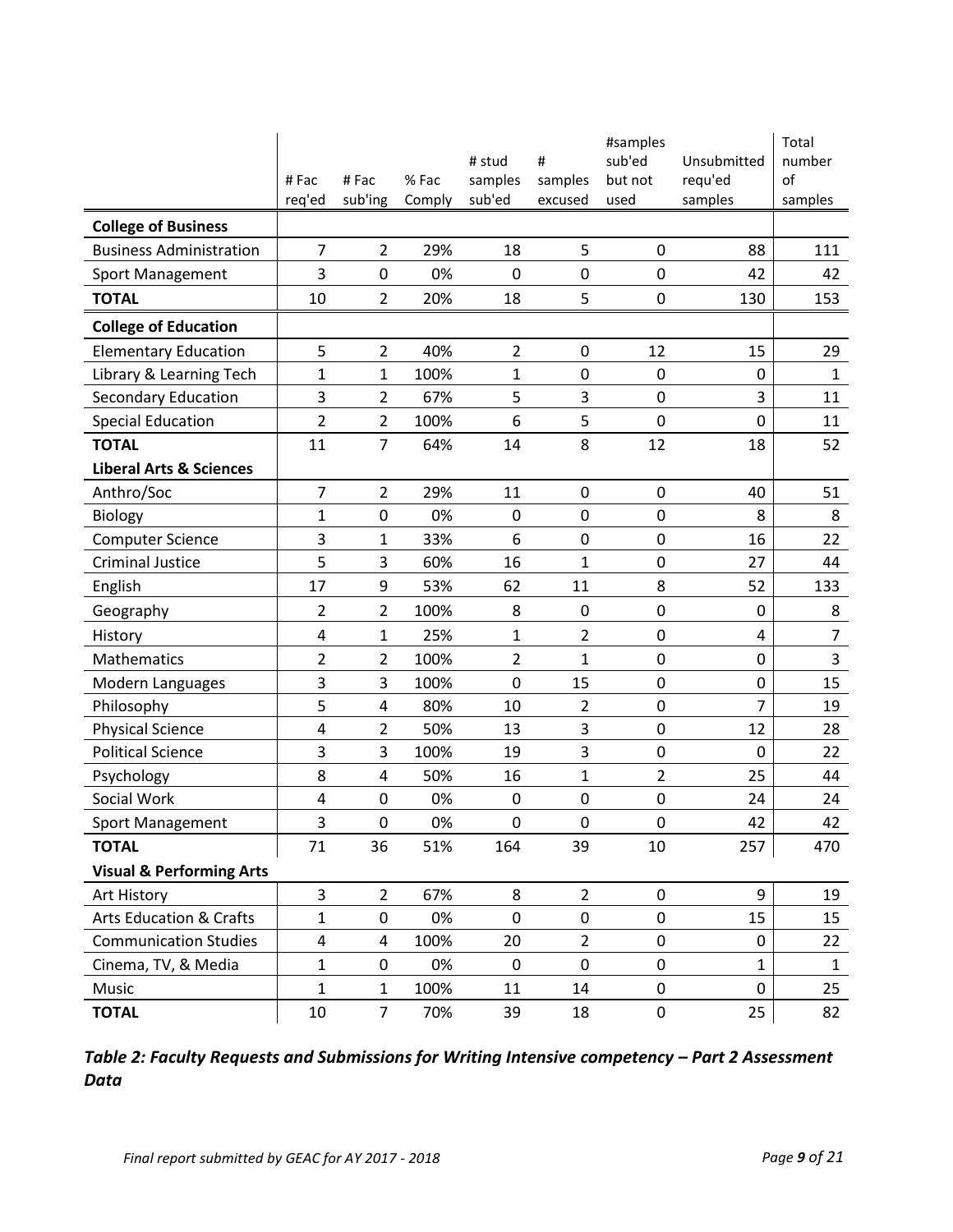| | # Fac req'ed | # Fac sub'ing | % Fac Comply | # stud samples sub'ed | # samples excused | #samples sub'ed but not used | Unsubmitted requ'ed samples | Total number of samples |
|---|---|---|---|---|---|---|---|---|
| **College of Business** | | | | | | | | |
| Business Administration | 7 | 2 | 29% | 18 | 5 | 0 | 88 | 111 |
| Sport Management | 3 | 0 | 0% | 0 | 0 | 0 | 42 | 42 |
| **TOTAL** | 10 | 2 | 20% | 18 | 5 | 0 | 130 | 153 |
| **College of Education** | | | | | | | | |
| Elementary Education | 5 | 2 | 40% | 2 | 0 | 12 | 15 | 29 |
| Library & Learning Tech | 1 | 1 | 100% | 1 | 0 | 0 | 0 | 1 |
| Secondary Education | 3 | 2 | 67% | 5 | 3 | 0 | 3 | 11 |
| Special Education | 2 | 2 | 100% | 6 | 5 | 0 | 0 | 11 |
| **TOTAL** | 11 | 7 | 64% | 14 | 8 | 12 | 18 | 52 |
| **Liberal Arts & Sciences** | | | | | | | | |
| Anthro/Soc | 7 | 2 | 29% | 11 | 0 | 0 | 40 | 51 |
| Biology | 1 | 0 | 0% | 0 | 0 | 0 | 8 | 8 |
| Computer Science | 3 | 1 | 33% | 6 | 0 | 0 | 16 | 22 |
| Criminal Justice | 5 | 3 | 60% | 16 | 1 | 0 | 27 | 44 |
| English | 17 | 9 | 53% | 62 | 11 | 8 | 52 | 133 |
| Geography | 2 | 2 | 100% | 8 | 0 | 0 | 0 | 8 |
| History | 4 | 1 | 25% | 1 | 2 | 0 | 4 | 7 |
| Mathematics | 2 | 2 | 100% | 2 | 1 | 0 | 0 | 3 |
| Modern Languages | 3 | 3 | 100% | 0 | 15 | 0 | 0 | 15 |
| Philosophy | 5 | 4 | 80% | 10 | 2 | 0 | 7 | 19 |
| Physical Science | 4 | 2 | 50% | 13 | 3 | 0 | 12 | 28 |
| Political Science | 3 | 3 | 100% | 19 | 3 | 0 | 0 | 22 |
| Psychology | 8 | 4 | 50% | 16 | 1 | 2 | 25 | 44 |
| Social Work | 4 | 0 | 0% | 0 | 0 | 0 | 24 | 24 |
| Sport Management | 3 | 0 | 0% | 0 | 0 | 0 | 42 | 42 |
| **TOTAL** | 71 | 36 | 51% | 164 | 39 | 10 | 257 | 470 |
| **Visual & Performing Arts** | | | | | | | | |
| Art History | 3 | 2 | 67% | 8 | 2 | 0 | 9 | 19 |
| Arts Education & Crafts | 1 | 0 | 0% | 0 | 0 | 0 | 15 | 15 |
| Communication Studies | 4 | 4 | 100% | 20 | 2 | 0 | 0 | 22 |
| Cinema, TV, & Media | 1 | 0 | 0% | 0 | 0 | 0 | 1 | 1 |
| Music | 1 | 1 | 100% | 11 | 14 | 0 | 0 | 25 |
| **TOTAL** | 10 | 7 | 70% | 39 | 18 | 0 | 25 | 82 |

***Table 2: Faculty Requests and Submissions for Writing Intensive competency – Part 2 Assessment Data***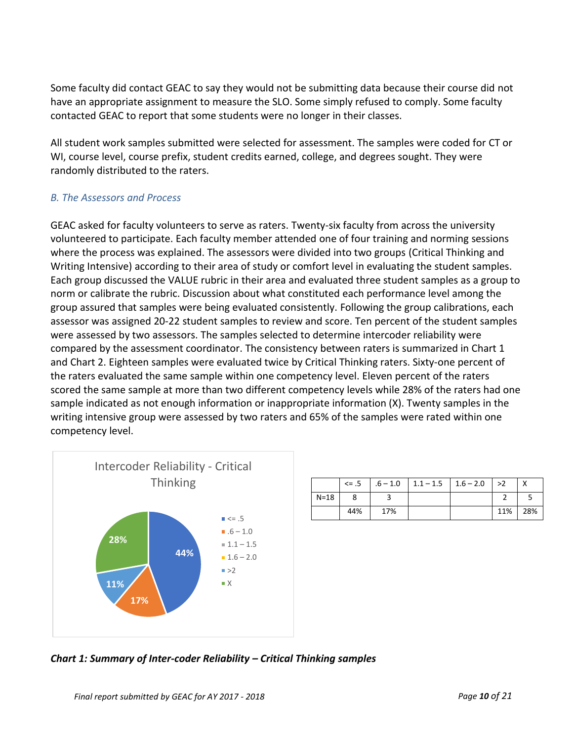Some faculty did contact GEAC to say they would not be submitting data because their course did not have an appropriate assignment to measure the SLO. Some simply refused to comply. Some faculty contacted GEAC to report that some students were no longer in their classes.

All student work samples submitted were selected for assessment. The samples were coded for CT or WI, course level, course prefix, student credits earned, college, and degrees sought. They were randomly distributed to the raters.

### *B. The Assessors and Process*

GEAC asked for faculty volunteers to serve as raters. Twenty-six faculty from across the university volunteered to participate. Each faculty member attended one of four training and norming sessions where the process was explained. The assessors were divided into two groups (Critical Thinking and Writing Intensive) according to their area of study or comfort level in evaluating the student samples. Each group discussed the VALUE rubric in their area and evaluated three student samples as a group to norm or calibrate the rubric. Discussion about what constituted each performance level among the group assured that samples were being evaluated consistently. Following the group calibrations, each assessor was assigned 20-22 student samples to review and score. Ten percent of the student samples were assessed by two assessors. The samples selected to determine intercoder reliability were compared by the assessment coordinator. The consistency between raters is summarized in Chart 1 and Chart 2. Eighteen samples were evaluated twice by Critical Thinking raters. Sixty-one percent of the raters evaluated the same sample within one competency level. Eleven percent of the raters scored the same sample at more than two different competency levels while 28% of the raters had one sample indicated as not enough information or inappropriate information (X). Twenty samples in the writing intensive group were assessed by two raters and 65% of the samples were rated within one competency level.

Intercoder Reliability - Critical Thinking

| | <= .5 | .6 – 1.0 | 1.1 – 1.5 | 1.6 – 2.0 | >2 | X |
|---|---|---|---|---|---|---|
| N=18 | 8 | 3 | | | 2 | 5 |
| | 44% | 17% | | | 11% | 28% |

***Chart 1: Summary of Inter-coder Reliability – Critical Thinking samples***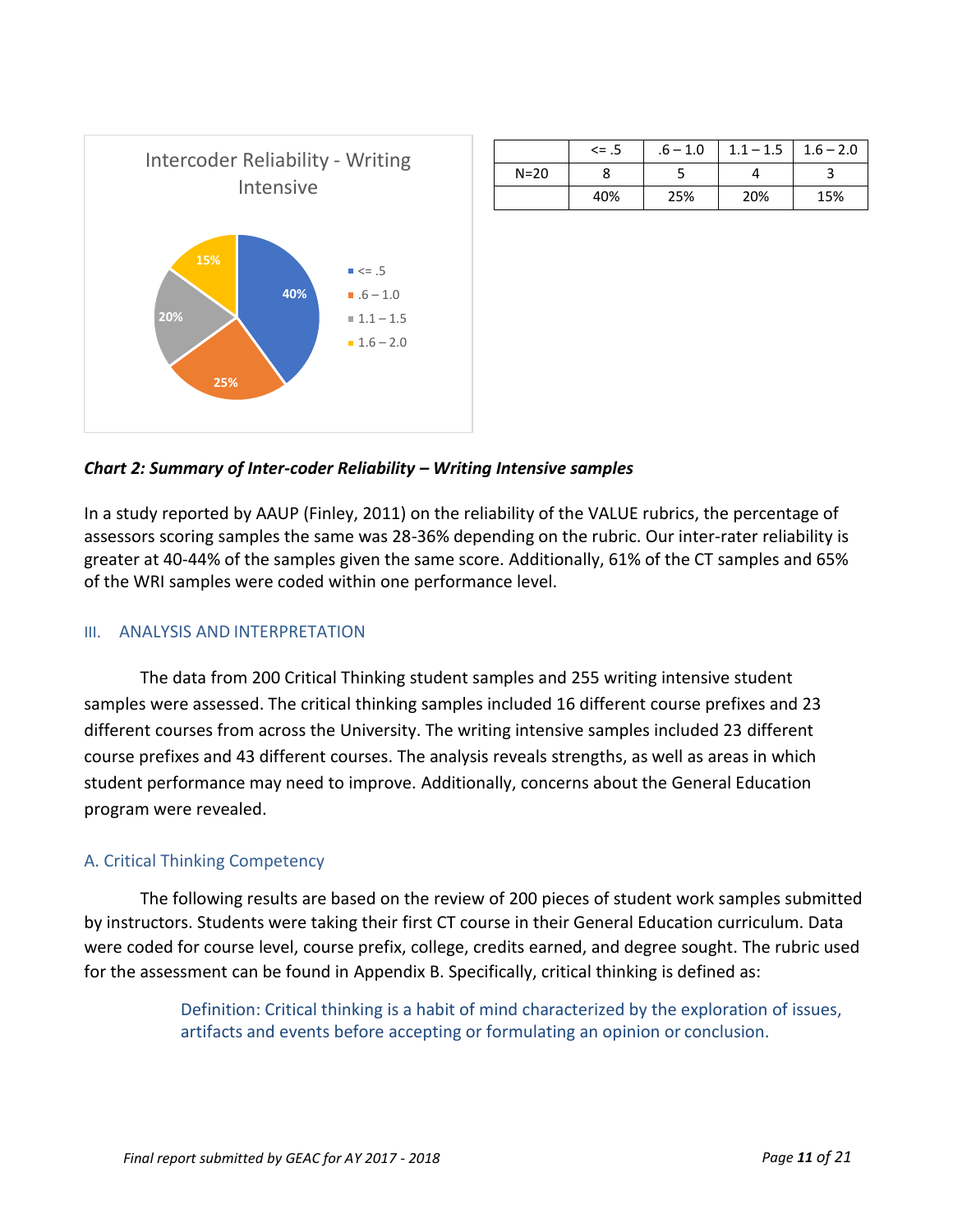|  | <= .5 | .6 – 1.0 | 1.1 – 1.5 | 1.6 – 2.0 |
|---|---|---|---|---|
| N=20 | 8 | 5 | 4 | 3 |
|  | 40% | 25% | 20% | 15% |

***Chart 2: Summary of Inter-coder Reliability – Writing Intensive samples***

In a study reported by AAUP (Finley, 2011) on the reliability of the VALUE rubrics, the percentage of assessors scoring samples the same was 28-36% depending on the rubric. Our inter-rater reliability is greater at 40-44% of the samples given the same score. Additionally, 61% of the CT samples and 65% of the WRI samples were coded within one performance level.

## III. ANALYSIS AND INTERPRETATION

The data from 200 Critical Thinking student samples and 255 writing intensive student samples were assessed. The critical thinking samples included 16 different course prefixes and 23 different courses from across the University. The writing intensive samples included 23 different course prefixes and 43 different courses. The analysis reveals strengths, as well as areas in which student performance may need to improve. Additionally, concerns about the General Education program were revealed.

### A. Critical Thinking Competency

The following results are based on the review of 200 pieces of student work samples submitted by instructors. Students were taking their first CT course in their General Education curriculum. Data were coded for course level, course prefix, college, credits earned, and degree sought. The rubric used for the assessment can be found in Appendix B. Specifically, critical thinking is defined as:

> Definition: Critical thinking is a habit of mind characterized by the exploration of issues, artifacts and events before accepting or formulating an opinion or conclusion.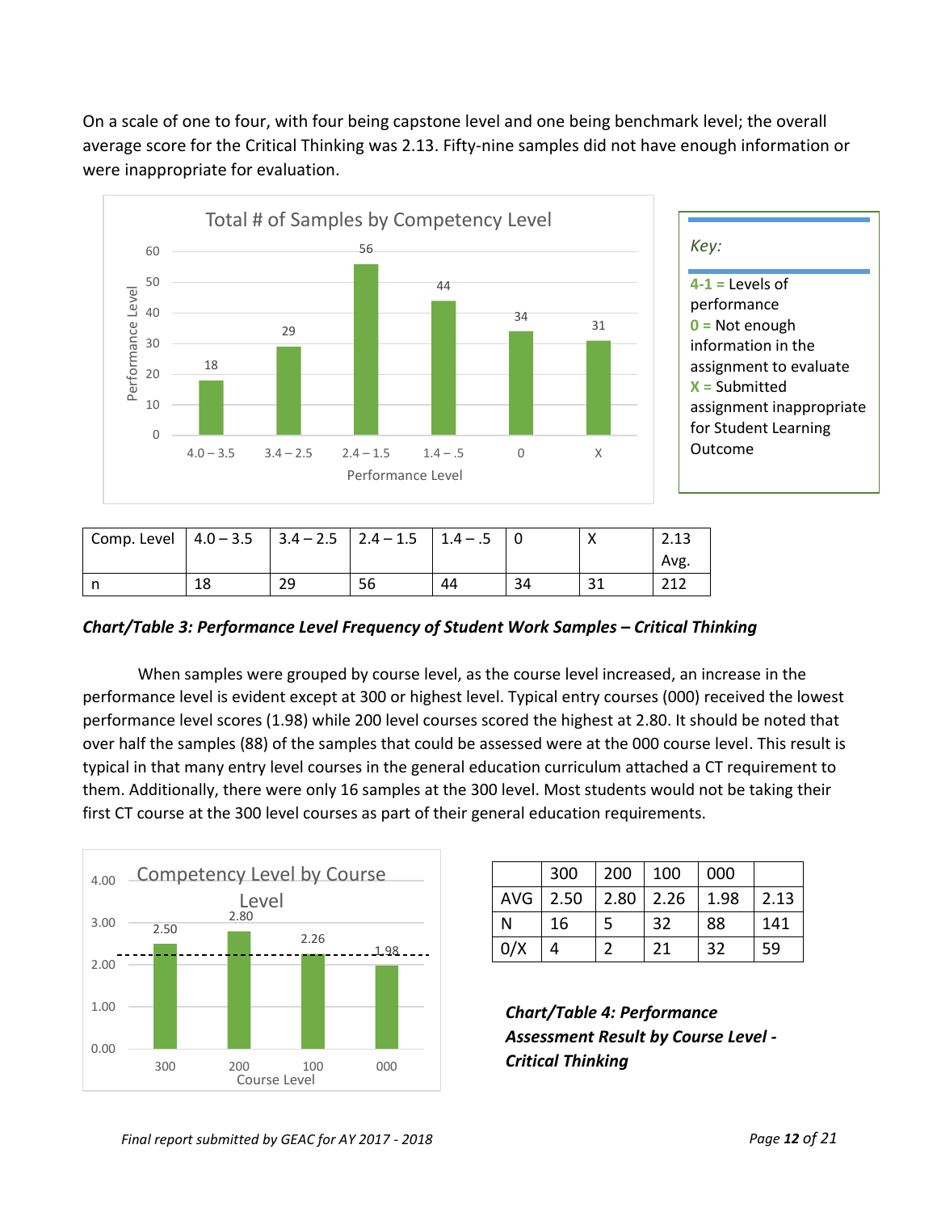On a scale of one to four, with four being capstone level and one being benchmark level; the overall average score for the Critical Thinking was 2.13. Fifty-nine samples did not have enough information or were inappropriate for evaluation.

Key:

**4-1** = Levels of performance
**0** = Not enough information in the assignment to evaluate
**X** = Submitted assignment inappropriate for Student Learning Outcome

| Comp. Level | 4.0 – 3.5 | 3.4 – 2.5 | 2.4 – 1.5 | 1.4 – .5 | 0 | X | 2.13 Avg. |
|---|---|---|---|---|---|---|---|
| n | 18 | 29 | 56 | 44 | 34 | 31 | 212 |

***Chart/Table 3: Performance Level Frequency of Student Work Samples – Critical Thinking***

When samples were grouped by course level, as the course level increased, an increase in the performance level is evident except at 300 or highest level. Typical entry courses (000) received the lowest performance level scores (1.98) while 200 level courses scored the highest at 2.80. It should be noted that over half the samples (88) of the samples that could be assessed were at the 000 course level. This result is typical in that many entry level courses in the general education curriculum attached a CT requirement to them. Additionally, there were only 16 samples at the 300 level. Most students would not be taking their first CT course at the 300 level courses as part of their general education requirements.

| | 300 | 200 | 100 | 000 | |
|---|---|---|---|---|---|
| AVG | 2.50 | 2.80 | 2.26 | 1.98 | 2.13 |
| N | 16 | 5 | 32 | 88 | 141 |
| 0/X | 4 | 2 | 21 | 32 | 59 |

***Chart/Table 4: Performance Assessment Result by Course Level - Critical Thinking***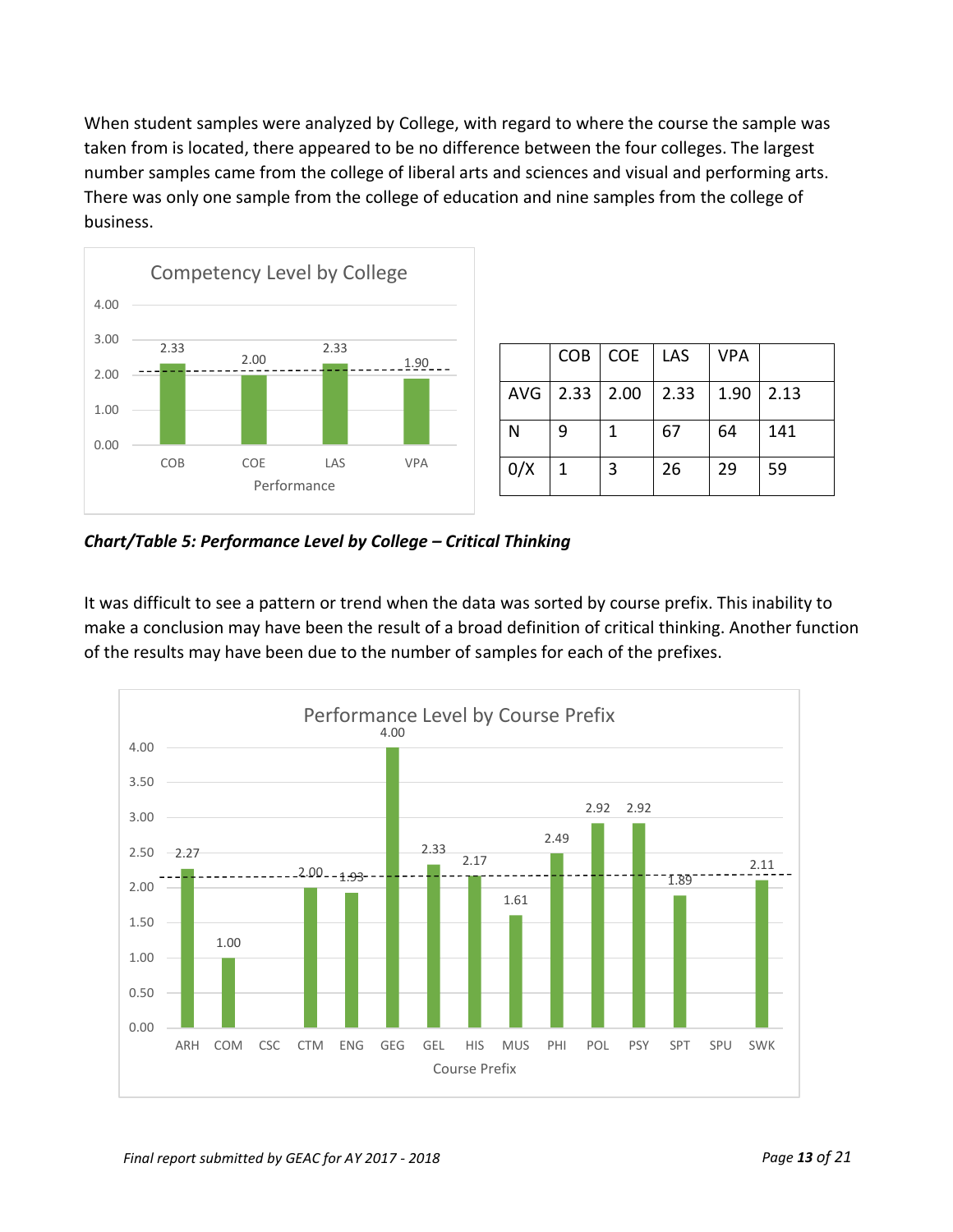When student samples were analyzed by College, with regard to where the course the sample was taken from is located, there appeared to be no difference between the four colleges. The largest number samples came from the college of liberal arts and sciences and visual and performing arts. There was only one sample from the college of education and nine samples from the college of business.

|  | COB | COE | LAS | VPA |  |
|---|---|---|---|---|---|
| AVG | 2.33 | 2.00 | 2.33 | 1.90 | 2.13 |
| N | 9 | 1 | 67 | 64 | 141 |
| 0/X | 1 | 3 | 26 | 29 | 59 |

***Chart/Table 5: Performance Level by College – Critical Thinking***

It was difficult to see a pattern or trend when the data was sorted by course prefix. This inability to make a conclusion may have been the result of a broad definition of critical thinking. Another function of the results may have been due to the number of samples for each of the prefixes.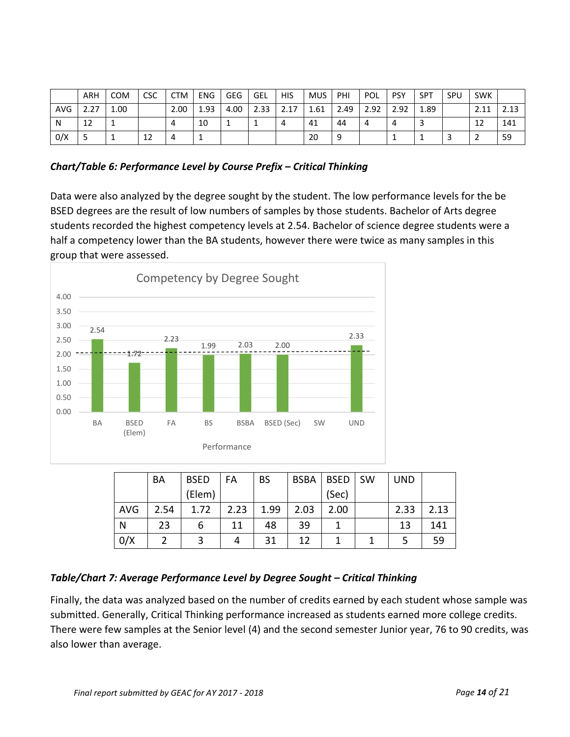| | ARH | COM | CSC | CTM | ENG | GEG | GEL | HIS | MUS | PHI | POL | PSY | SPT | SPU | SWK | |
|---|---|---|---|---|---|---|---|---|---|---|---|---|---|---|---|---|
| AVG | 2.27 | 1.00 | | 2.00 | 1.93 | 4.00 | 2.33 | 2.17 | 1.61 | 2.49 | 2.92 | 2.92 | 1.89 | | 2.11 | 2.13 |
| N | 12 | 1 | | 4 | 10 | 1 | 1 | 4 | 41 | 44 | 4 | 4 | 3 | | 12 | 141 |
| 0/X | 5 | 1 | 12 | 4 | 1 | | | | 20 | 9 | | 1 | 1 | 3 | 2 | 59 |

***Chart/Table 6: Performance Level by Course Prefix – Critical Thinking***

Data were also analyzed by the degree sought by the student. The low performance levels for the be BSED degrees are the result of low numbers of samples by those students. Bachelor of Arts degree students recorded the highest competency levels at 2.54. Bachelor of science degree students were a half a competency lower than the BA students, however there were twice as many samples in this group that were assessed.

| | BA | BSED (Elem) | FA | BS | BSBA | BSED (Sec) | SW | UND | |
|---|---|---|---|---|---|---|---|---|---|
| AVG | 2.54 | 1.72 | 2.23 | 1.99 | 2.03 | 2.00 | | 2.33 | 2.13 |
| N | 23 | 6 | 11 | 48 | 39 | 1 | | 13 | 141 |
| 0/X | 2 | 3 | 4 | 31 | 12 | 1 | 1 | 5 | 59 |

***Table/Chart 7: Average Performance Level by Degree Sought – Critical Thinking***

Finally, the data was analyzed based on the number of credits earned by each student whose sample was submitted. Generally, Critical Thinking performance increased as students earned more college credits. There were few samples at the Senior level (4) and the second semester Junior year, 76 to 90 credits, was also lower than average.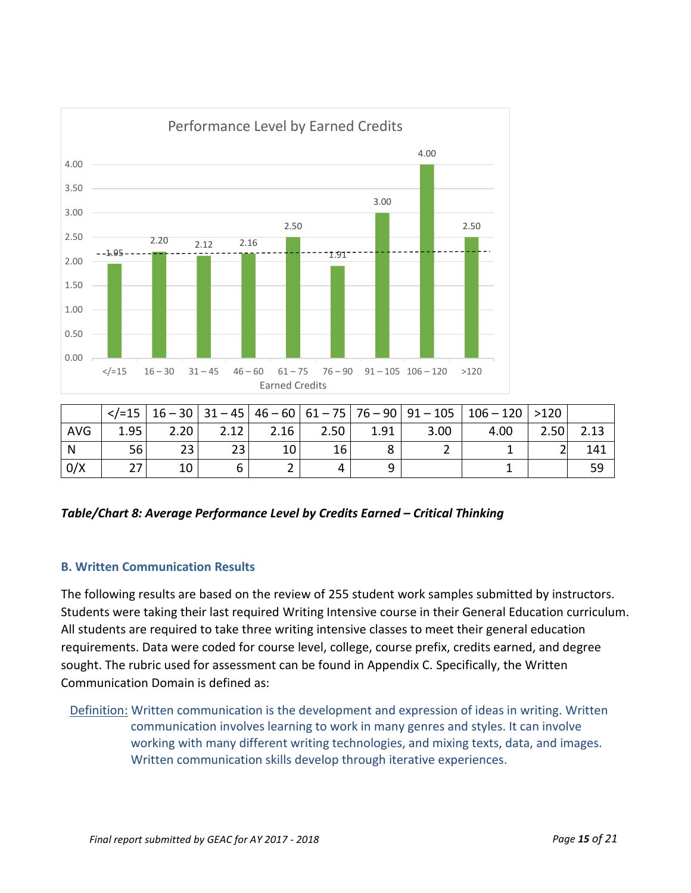| | </=15 | 16 – 30 | 31 – 45 | 46 – 60 | 61 – 75 | 76 – 90 | 91 – 105 | 106 – 120 | >120 | |
|---|---|---|---|---|---|---|---|---|---|---|
| AVG | 1.95 | 2.20 | 2.12 | 2.16 | 2.50 | 1.91 | 3.00 | 4.00 | 2.50 | 2.13 |
| N | 56 | 23 | 23 | 10 | 16 | 8 | 2 | 1 | 2 | 141 |
| 0/X | 27 | 10 | 6 | 2 | 4 | 9 | | 1 | | 59 |

***Table/Chart 8: Average Performance Level by Credits Earned – Critical Thinking***

### B. Written Communication Results

The following results are based on the review of 255 student work samples submitted by instructors. Students were taking their last required Writing Intensive course in their General Education curriculum. All students are required to take three writing intensive classes to meet their general education requirements. Data were coded for course level, college, course prefix, credits earned, and degree sought. The rubric used for assessment can be found in Appendix C. Specifically, the Written Communication Domain is defined as:

Definition: Written communication is the development and expression of ideas in writing. Written communication involves learning to work in many genres and styles. It can involve working with many different writing technologies, and mixing texts, data, and images. Written communication skills develop through iterative experiences.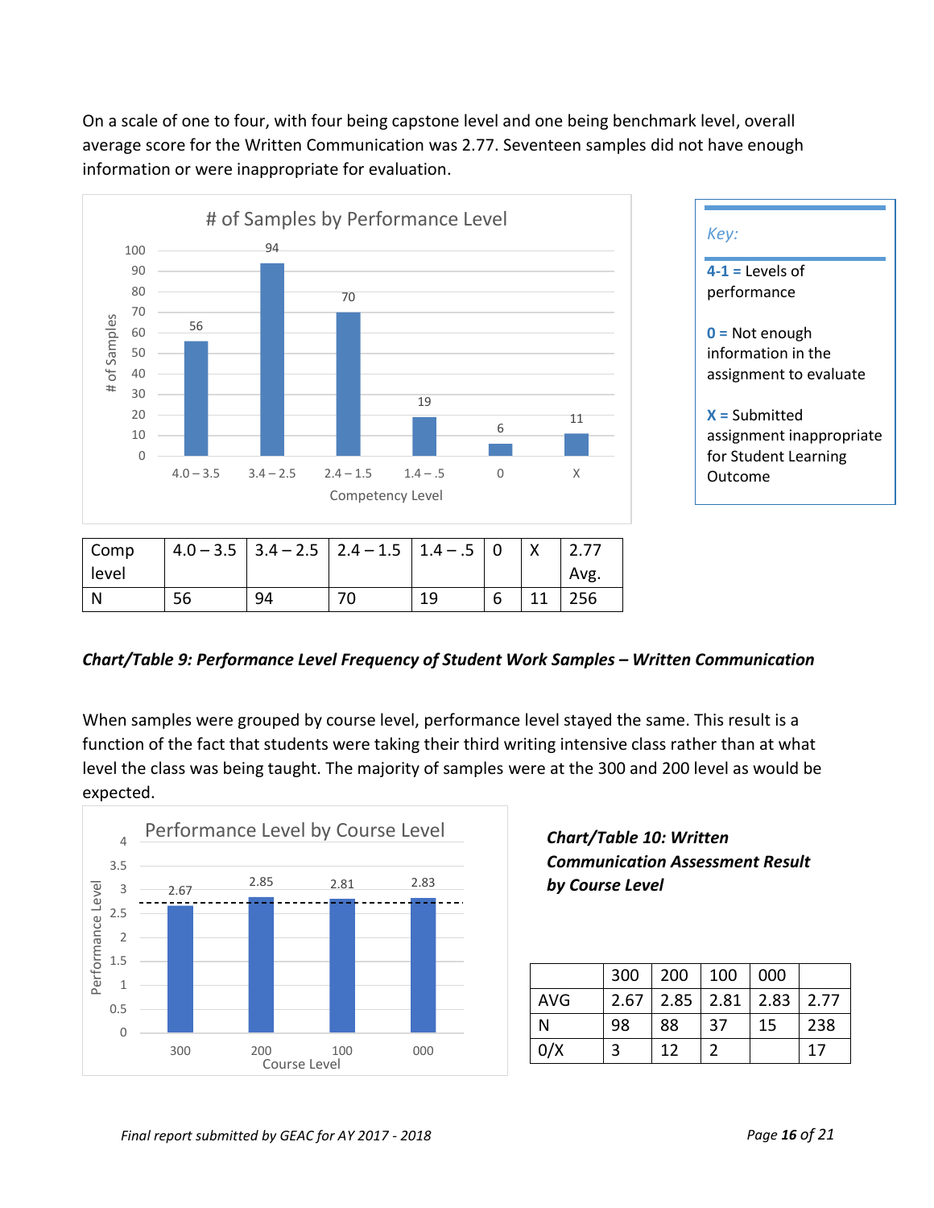On a scale of one to four, with four being capstone level and one being benchmark level, overall average score for the Written Communication was 2.77. Seventeen samples did not have enough information or were inappropriate for evaluation.

**# of Samples by Performance Level**

| Competency Level | 4.0 – 3.5 | 3.4 – 2.5 | 2.4 – 1.5 | 1.4 – .5 | 0 | X |
|---|---|---|---|---|---|---|
| # of Samples | 56 | 94 | 70 | 19 | 6 | 11 |

*Key:*

**4-1 =** Levels of performance

**0 =** Not enough information in the assignment to evaluate

**X =** Submitted assignment inappropriate for Student Learning Outcome

| Comp level | 4.0 – 3.5 | 3.4 – 2.5 | 2.4 – 1.5 | 1.4 – .5 | 0 | X | 2.77 Avg. |
|---|---|---|---|---|---|---|---|
| N | 56 | 94 | 70 | 19 | 6 | 11 | 256 |

***Chart/Table 9: Performance Level Frequency of Student Work Samples – Written Communication***

When samples were grouped by course level, performance level stayed the same. This result is a function of the fact that students were taking their third writing intensive class rather than at what level the class was being taught. The majority of samples were at the 300 and 200 level as would be expected.

**Performance Level by Course Level**

| Course Level | 300 | 200 | 100 | 000 |
|---|---|---|---|---|
| Performance Level | 2.67 | 2.85 | 2.81 | 2.83 |

***Chart/Table 10: Written Communication Assessment Result by Course Level***

| | 300 | 200 | 100 | 000 | |
|---|---|---|---|---|---|
| AVG | 2.67 | 2.85 | 2.81 | 2.83 | 2.77 |
| N | 98 | 88 | 37 | 15 | 238 |
| 0/X | 3 | 12 | 2 | | 17 |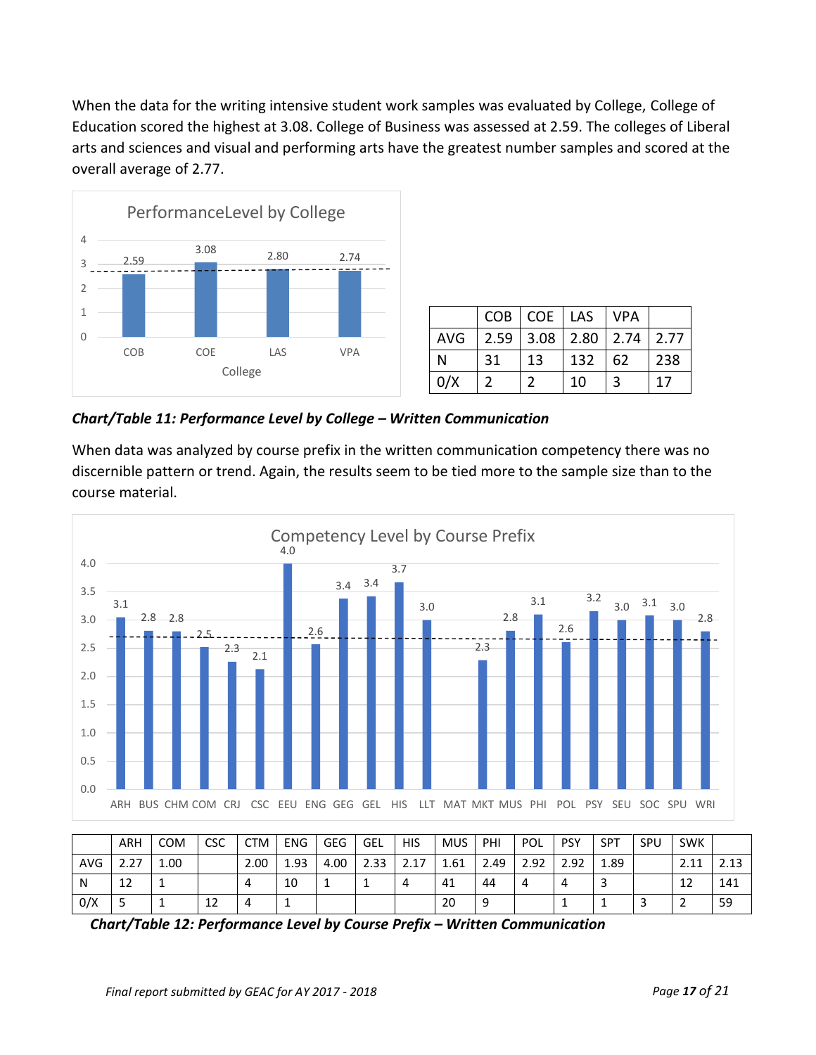When the data for the writing intensive student work samples was evaluated by College, College of Education scored the highest at 3.08. College of Business was assessed at 2.59. The colleges of Liberal arts and sciences and visual and performing arts have the greatest number samples and scored at the overall average of 2.77.

| | COB | COE | LAS | VPA | |
|---|---|---|---|---|---|
| AVG | 2.59 | 3.08 | 2.80 | 2.74 | 2.77 |
| N | 31 | 13 | 132 | 62 | 238 |
| 0/X | 2 | 2 | 10 | 3 | 17 |

***Chart/Table 11: Performance Level by College – Written Communication***

When data was analyzed by course prefix in the written communication competency there was no discernible pattern or trend. Again, the results seem to be tied more to the sample size than to the course material.

| | ARH | COM | CSC | CTM | ENG | GEG | GEL | HIS | MUS | PHI | POL | PSY | SPT | SPU | SWK | |
|---|---|---|---|---|---|---|---|---|---|---|---|---|---|---|---|---|
| AVG | 2.27 | 1.00 | | 2.00 | 1.93 | 4.00 | 2.33 | 2.17 | 1.61 | 2.49 | 2.92 | 2.92 | 1.89 | | 2.11 | 2.13 |
| N | 12 | 1 | | 4 | 10 | 1 | 1 | 4 | 41 | 44 | 4 | 4 | 3 | | 12 | 141 |
| 0/X | 5 | 1 | 12 | 4 | 1 | | | | 20 | 9 | | 1 | 1 | 3 | 2 | 59 |

***Chart/Table 12: Performance Level by Course Prefix – Written Communication***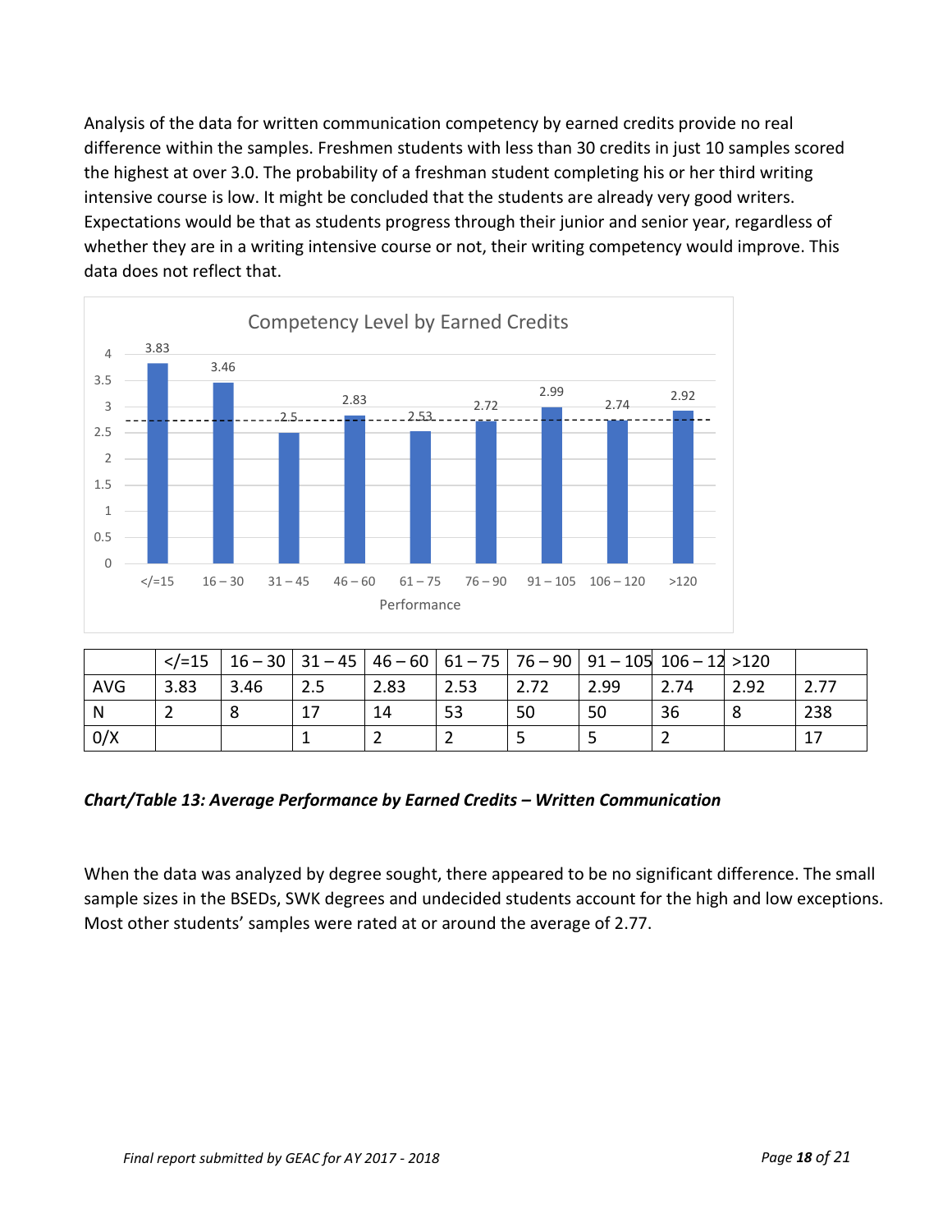Analysis of the data for written communication competency by earned credits provide no real difference within the samples. Freshmen students with less than 30 credits in just 10 samples scored the highest at over 3.0. The probability of a freshman student completing his or her third writing intensive course is low. It might be concluded that the students are already very good writers. Expectations would be that as students progress through their junior and senior year, regardless of whether they are in a writing intensive course or not, their writing competency would improve. This data does not reflect that.

Competency Level by Earned Credits

| Performance | </=15 | 16 – 30 | 31 – 45 | 46 – 60 | 61 – 75 | 76 – 90 | 91 – 105 | 106 – 120 | >120 |
|---|---|---|---|---|---|---|---|---|---|
| Competency Level | 3.83 | 3.46 | 2.5 | 2.83 | 2.53 | 2.72 | 2.99 | 2.74 | 2.92 |

| | </=15 | 16 – 30 | 31 – 45 | 46 – 60 | 61 – 75 | 76 – 90 | 91 – 105 | 106 – 12 | >120 | |
|---|---|---|---|---|---|---|---|---|---|---|
| AVG | 3.83 | 3.46 | 2.5 | 2.83 | 2.53 | 2.72 | 2.99 | 2.74 | 2.92 | 2.77 |
| N | 2 | 8 | 17 | 14 | 53 | 50 | 50 | 36 | 8 | 238 |
| 0/X | | | 1 | 2 | 2 | 5 | 5 | 2 | | 17 |

***Chart/Table 13: Average Performance by Earned Credits – Written Communication***

When the data was analyzed by degree sought, there appeared to be no significant difference. The small sample sizes in the BSEDs, SWK degrees and undecided students account for the high and low exceptions. Most other students' samples were rated at or around the average of 2.77.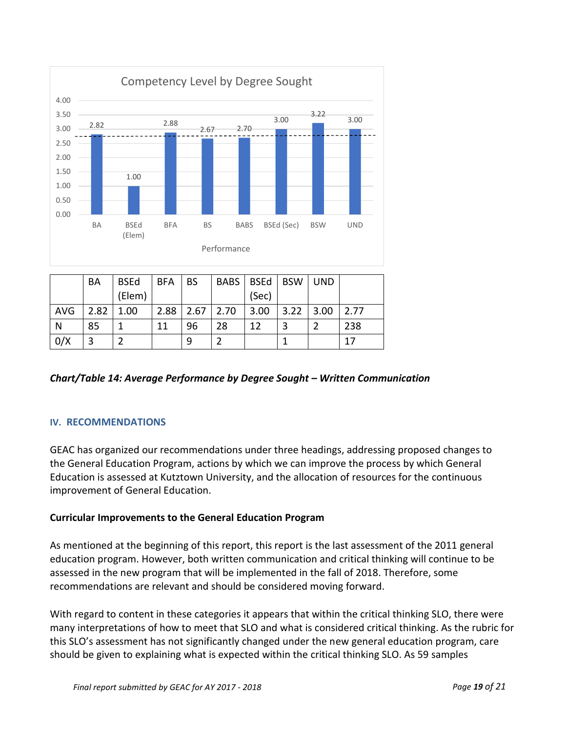| | BA | BSEd (Elem) | BFA | BS | BABS | BSEd (Sec) | BSW | UND | |
|---|---|---|---|---|---|---|---|---|---|
| AVG | 2.82 | 1.00 | 2.88 | 2.67 | 2.70 | 3.00 | 3.22 | 3.00 | 2.77 |
| N | 85 | 1 | 11 | 96 | 28 | 12 | 3 | 2 | 238 |
| 0/X | 3 | 2 | | 9 | 2 | | 1 | | 17 |

***Chart/Table 14: Average Performance by Degree Sought – Written Communication***

## IV. RECOMMENDATIONS

GEAC has organized our recommendations under three headings, addressing proposed changes to the General Education Program, actions by which we can improve the process by which General Education is assessed at Kutztown University, and the allocation of resources for the continuous improvement of General Education.

**Curricular Improvements to the General Education Program**

As mentioned at the beginning of this report, this report is the last assessment of the 2011 general education program. However, both written communication and critical thinking will continue to be assessed in the new program that will be implemented in the fall of 2018. Therefore, some recommendations are relevant and should be considered moving forward.

With regard to content in these categories it appears that within the critical thinking SLO, there were many interpretations of how to meet that SLO and what is considered critical thinking. As the rubric for this SLO's assessment has not significantly changed under the new general education program, care should be given to explaining what is expected within the critical thinking SLO. As 59 samples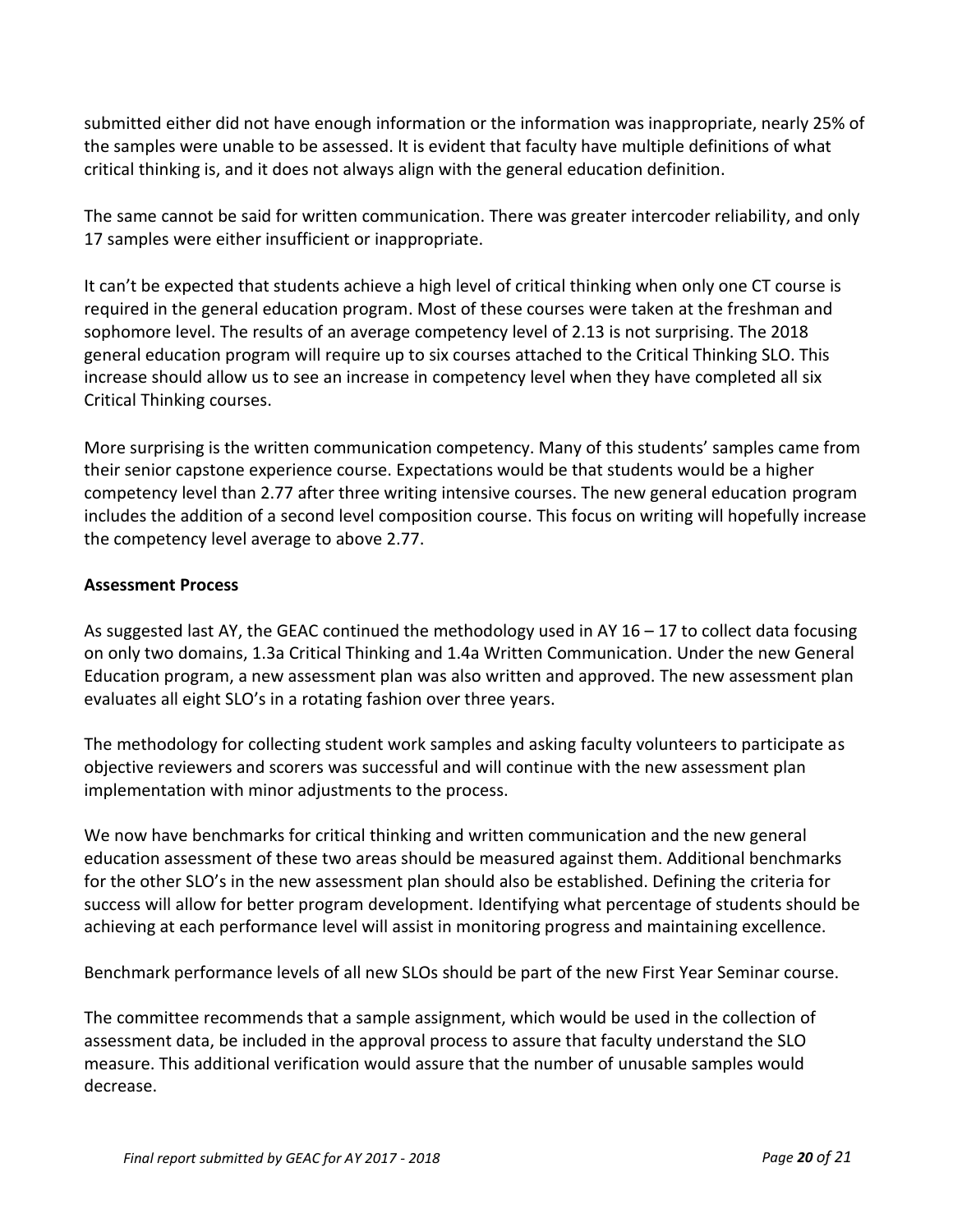submitted either did not have enough information or the information was inappropriate, nearly 25% of the samples were unable to be assessed. It is evident that faculty have multiple definitions of what critical thinking is, and it does not always align with the general education definition.

The same cannot be said for written communication. There was greater intercoder reliability, and only 17 samples were either insufficient or inappropriate.

It can't be expected that students achieve a high level of critical thinking when only one CT course is required in the general education program. Most of these courses were taken at the freshman and sophomore level. The results of an average competency level of 2.13 is not surprising. The 2018 general education program will require up to six courses attached to the Critical Thinking SLO. This increase should allow us to see an increase in competency level when they have completed all six Critical Thinking courses.

More surprising is the written communication competency. Many of this students' samples came from their senior capstone experience course. Expectations would be that students would be a higher competency level than 2.77 after three writing intensive courses. The new general education program includes the addition of a second level composition course. This focus on writing will hopefully increase the competency level average to above 2.77.

**Assessment Process**

As suggested last AY, the GEAC continued the methodology used in AY 16 – 17 to collect data focusing on only two domains, 1.3a Critical Thinking and 1.4a Written Communication. Under the new General Education program, a new assessment plan was also written and approved. The new assessment plan evaluates all eight SLO's in a rotating fashion over three years.

The methodology for collecting student work samples and asking faculty volunteers to participate as objective reviewers and scorers was successful and will continue with the new assessment plan implementation with minor adjustments to the process.

We now have benchmarks for critical thinking and written communication and the new general education assessment of these two areas should be measured against them. Additional benchmarks for the other SLO's in the new assessment plan should also be established. Defining the criteria for success will allow for better program development. Identifying what percentage of students should be achieving at each performance level will assist in monitoring progress and maintaining excellence.

Benchmark performance levels of all new SLOs should be part of the new First Year Seminar course.

The committee recommends that a sample assignment, which would be used in the collection of assessment data, be included in the approval process to assure that faculty understand the SLO measure. This additional verification would assure that the number of unusable samples would decrease.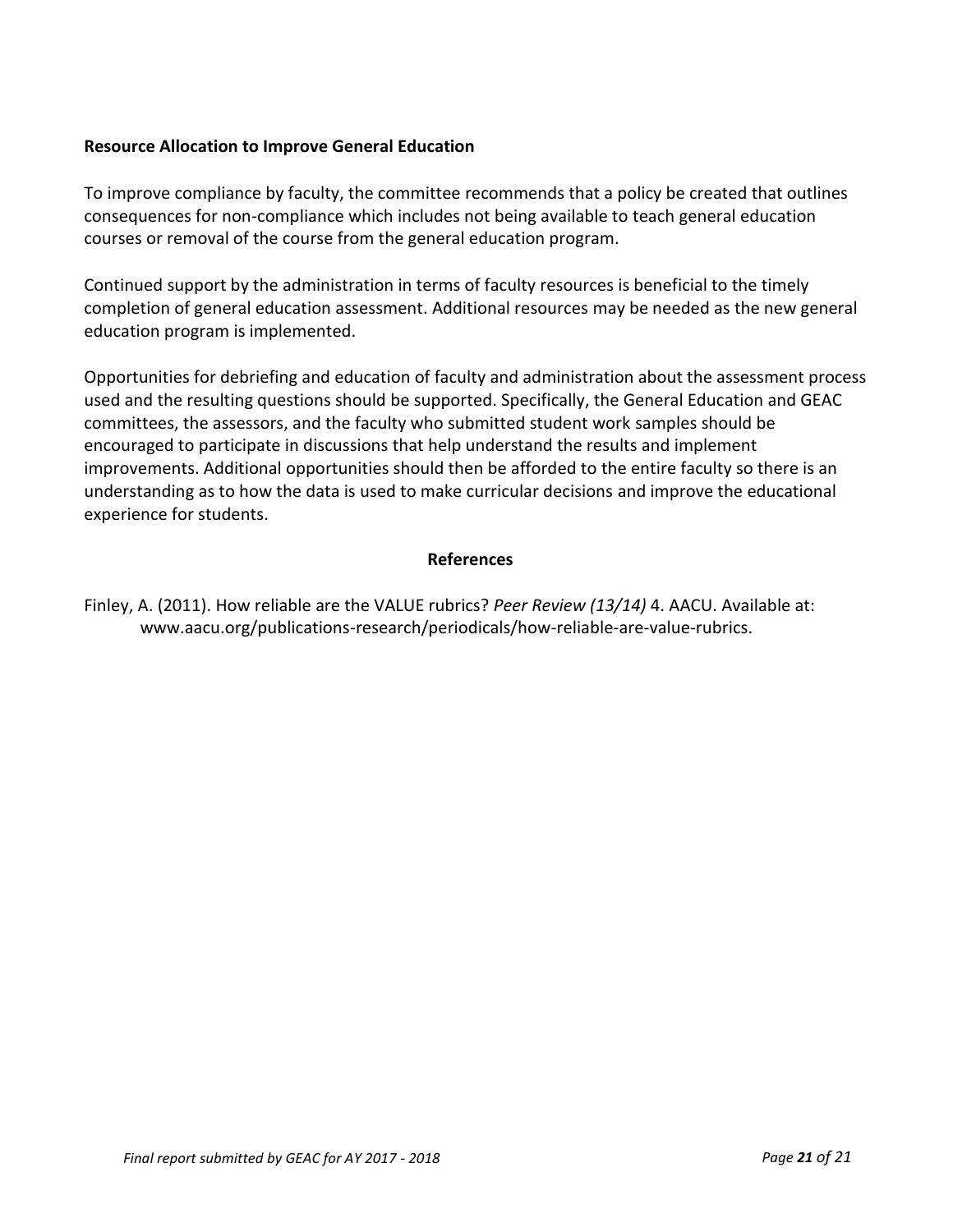### Resource Allocation to Improve General Education

To improve compliance by faculty, the committee recommends that a policy be created that outlines consequences for non-compliance which includes not being available to teach general education courses or removal of the course from the general education program.

Continued support by the administration in terms of faculty resources is beneficial to the timely completion of general education assessment. Additional resources may be needed as the new general education program is implemented.

Opportunities for debriefing and education of faculty and administration about the assessment process used and the resulting questions should be supported. Specifically, the General Education and GEAC committees, the assessors, and the faculty who submitted student work samples should be encouraged to participate in discussions that help understand the results and implement improvements. Additional opportunities should then be afforded to the entire faculty so there is an understanding as to how the data is used to make curricular decisions and improve the educational experience for students.

## References

Finley, A. (2011). How reliable are the VALUE rubrics? *Peer Review (13/14)* 4. AACU. Available at: www.aacu.org/publications-research/periodicals/how-reliable-are-value-rubrics.